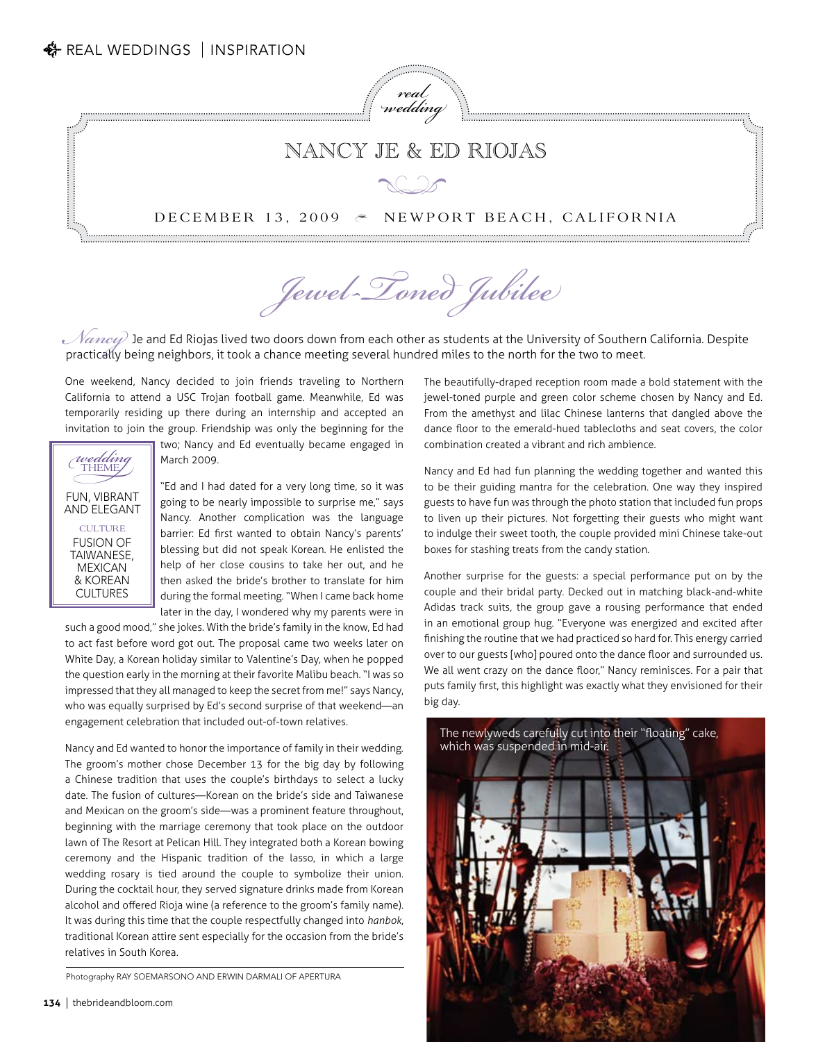real wedding

# NANCY JE & ED RIOJAS

DECEMBER 13, 2009 · NEWPORT BEACH, CALIFORNIA

## *Jewel-Toned Jubilee*

Nancy Je and Ed Riojas lived two doors down from each other as students at the University of Southern California. Despite practically being neighbors, it took a chance meeting several hundred miles to the north for the two to meet.

One weekend, Nancy decided to join friends traveling to Northern California to attend a USC Trojan football game. Meanwhile, Ed was temporarily residing up there during an internship and accepted an invitation to join the group. Friendship was only the beginning for the two; Nancy and Ed eventually became engaged in March 2009.

> *wedding* THEME
>
> FUN, VIBRANT AND ELEGANT
>
> CULTURE
>
> FUSION OF TAIWANESE, MEXICAN & KOREAN CULTURES

"Ed and I had dated for a very long time, so it was going to be nearly impossible to surprise me," says Nancy. Another complication was the language barrier: Ed first wanted to obtain Nancy's parents' blessing but did not speak Korean. He enlisted the help of her close cousins to take her out, and he then asked the bride's brother to translate for him during the formal meeting. "When I came back home later in the day, I wondered why my parents were in such a good mood," she jokes. With the bride's family in the know, Ed had to act fast before word got out. The proposal came two weeks later on White Day, a Korean holiday similar to Valentine's Day, when he popped the question early in the morning at their favorite Malibu beach. "I was so impressed that they all managed to keep the secret from me!" says Nancy, who was equally surprised by Ed's second surprise of that weekend—an engagement celebration that included out-of-town relatives.

Nancy and Ed wanted to honor the importance of family in their wedding. The groom's mother chose December 13 for the big day by following a Chinese tradition that uses the couple's birthdays to select a lucky date. The fusion of cultures—Korean on the bride's side and Taiwanese and Mexican on the groom's side—was a prominent feature throughout, beginning with the marriage ceremony that took place on the outdoor lawn of The Resort at Pelican Hill. They integrated both a Korean bowing ceremony and the Hispanic tradition of the lasso, in which a large wedding rosary is tied around the couple to symbolize their union. During the cocktail hour, they served signature drinks made from Korean alcohol and offered Rioja wine (a reference to the groom's family name). It was during this time that the couple respectfully changed into *hanbok*, traditional Korean attire sent especially for the occasion from the bride's relatives in South Korea.

Photography RAY SOEMARSONO AND ERWIN DARMALI OF APERTURA

The beautifully-draped reception room made a bold statement with the jewel-toned purple and green color scheme chosen by Nancy and Ed. From the amethyst and lilac Chinese lanterns that dangled above the dance floor to the emerald-hued tablecloths and seat covers, the color combination created a vibrant and rich ambience.

Nancy and Ed had fun planning the wedding together and wanted this to be their guiding mantra for the celebration. One way they inspired guests to have fun was through the photo station that included fun props to liven up their pictures. Not forgetting their guests who might want to indulge their sweet tooth, the couple provided mini Chinese take-out boxes for stashing treats from the candy station.

Another surprise for the guests: a special performance put on by the couple and their bridal party. Decked out in matching black-and-white Adidas track suits, the group gave a rousing performance that ended in an emotional group hug. "Everyone was energized and excited after finishing the routine that we had practiced so hard for. This energy carried over to our guests [who] poured onto the dance floor and surrounded us. We all went crazy on the dance floor," Nancy reminisces. For a pair that puts family first, this highlight was exactly what they envisioned for their big day.

The newlyweds carefully cut into their "floating" cake, which was suspended in mid-air.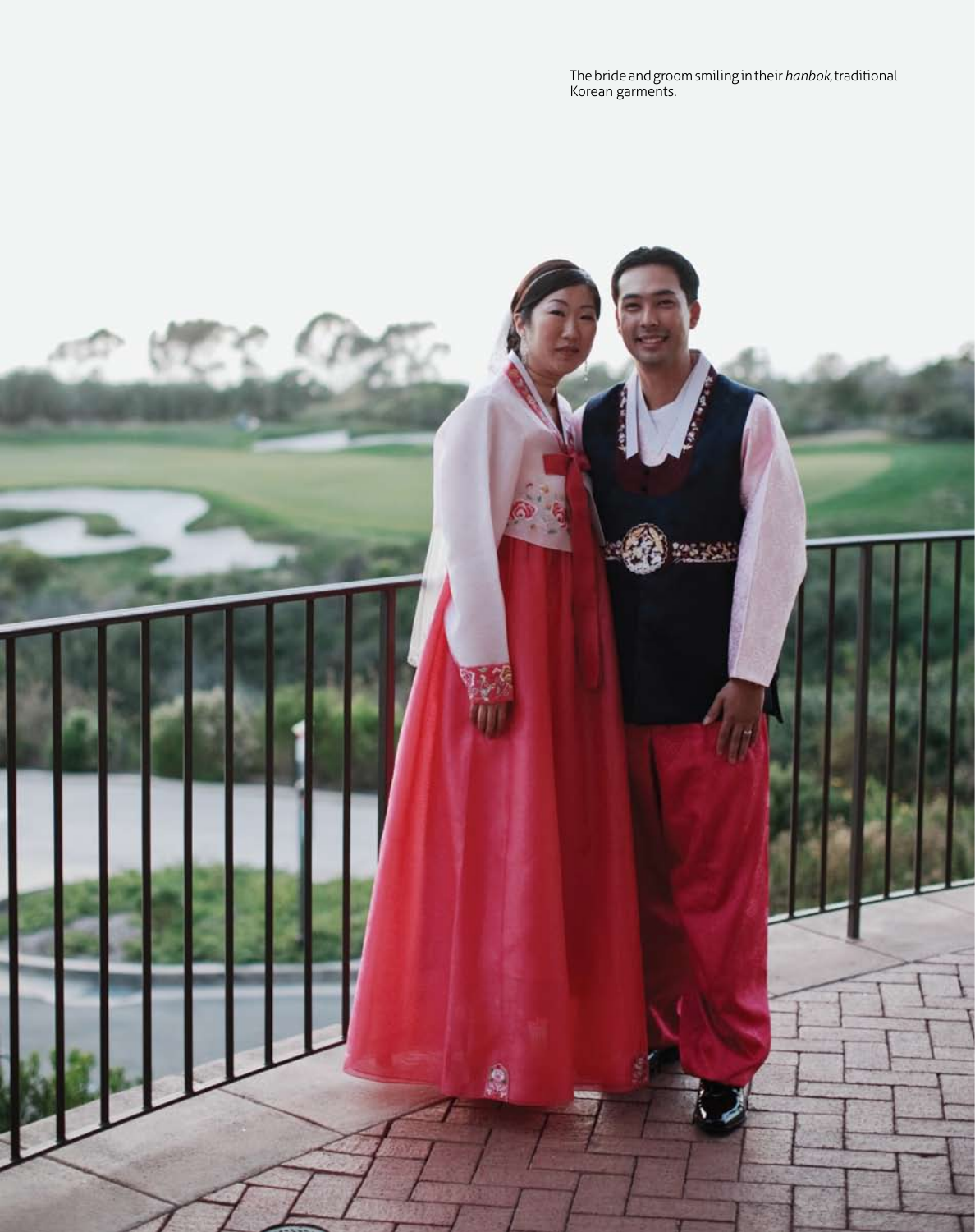The bride and groom smiling in their *hanbok*, traditional Korean garments.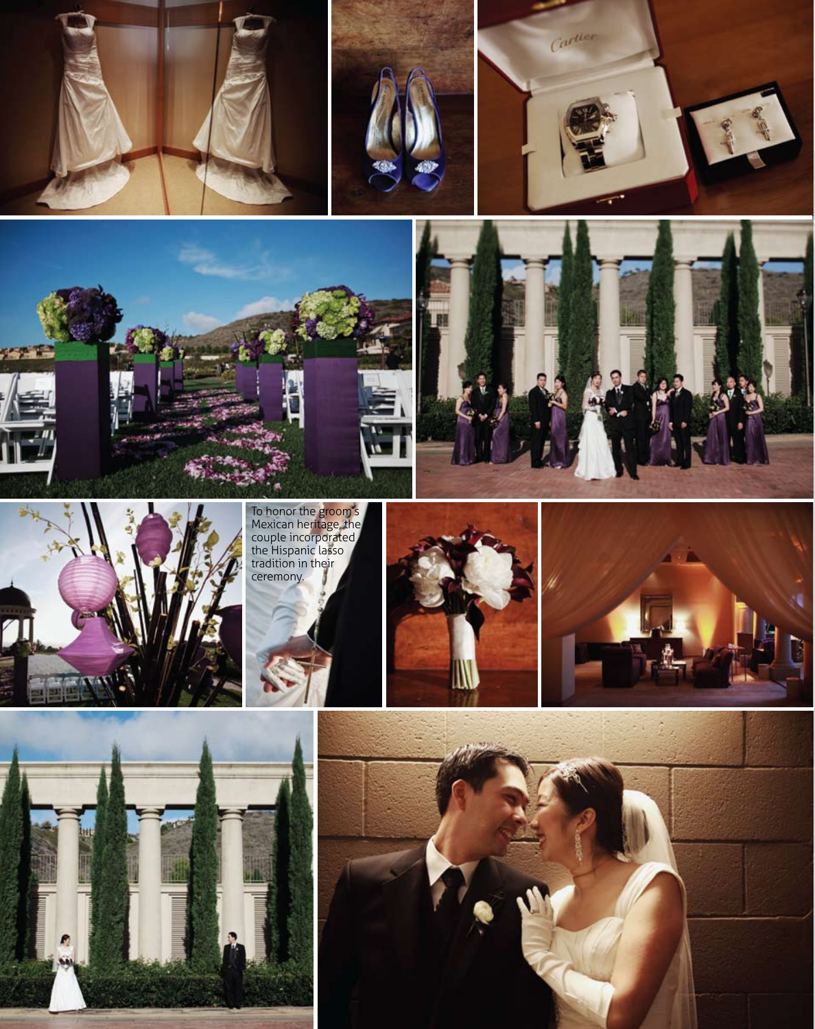To honor the groom's Mexican heritage, the couple incorporated the Hispanic lasso tradition in their ceremony.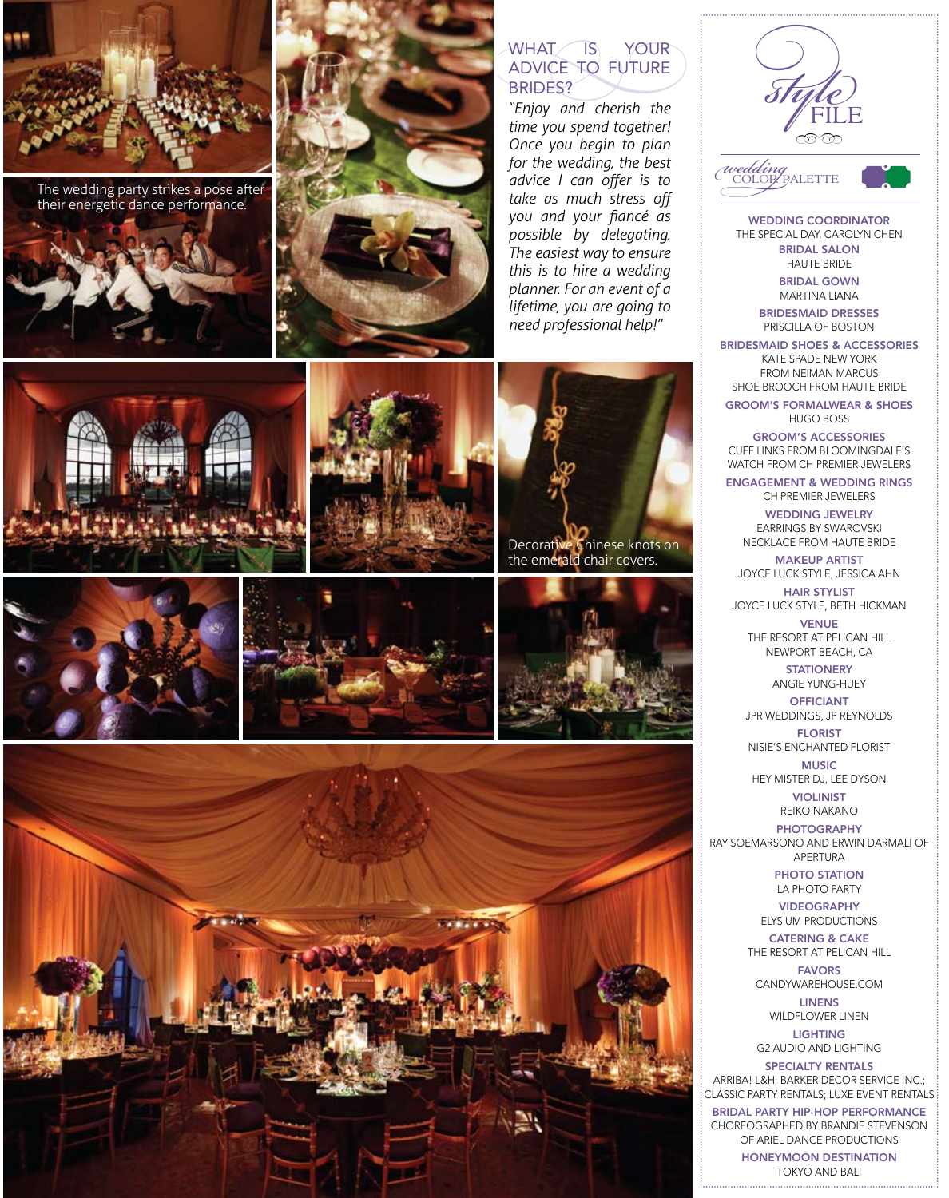The wedding party strikes a pose after their energetic dance performance.

## WHAT IS YOUR ADVICE TO FUTURE BRIDES?

*"Enjoy and cherish the time you spend together! Once you begin to plan for the wedding, the best advice I can offer is to take as much stress off you and your fiancé as possible by delegating. The easiest way to ensure this is to hire a wedding planner. For an event of a lifetime, you are going to need professional help!"*

Decorative Chinese knots on the emerald chair covers.

# style FILE

wedding COLOR PALETTE

**WEDDING COORDINATOR**
THE SPECIAL DAY, CAROLYN CHEN

**BRIDAL SALON**
HAUTE BRIDE

**BRIDAL GOWN**
MARTINA LIANA

**BRIDESMAID DRESSES**
PRISCILLA OF BOSTON

**BRIDESMAID SHOES & ACCESSORIES**
KATE SPADE NEW YORK FROM NEIMAN MARCUS
SHOE BROOCH FROM HAUTE BRIDE

**GROOM'S FORMALWEAR & SHOES**
HUGO BOSS

**GROOM'S ACCESSORIES**
CUFF LINKS FROM BLOOMINGDALE'S
WATCH FROM CH PREMIER JEWELERS

**ENGAGEMENT & WEDDING RINGS**
CH PREMIER JEWELERS

**WEDDING JEWELRY**
EARRINGS BY SWAROVSKI
NECKLACE FROM HAUTE BRIDE

**MAKEUP ARTIST**
JOYCE LUCK STYLE, JESSICA AHN

**HAIR STYLIST**
JOYCE LUCK STYLE, BETH HICKMAN

**VENUE**
THE RESORT AT PELICAN HILL
NEWPORT BEACH, CA

**STATIONERY**
ANGIE YUNG-HUEY

**OFFICIANT**
JPR WEDDINGS, JP REYNOLDS

**FLORIST**
NISIE'S ENCHANTED FLORIST

**MUSIC**
HEY MISTER DJ, LEE DYSON

**VIOLINIST**
REIKO NAKANO

**PHOTOGRAPHY**
RAY SOEMARSONO AND ERWIN DARMALI OF APERTURA

**PHOTO STATION**
LA PHOTO PARTY

**VIDEOGRAPHY**
ELYSIUM PRODUCTIONS

**CATERING & CAKE**
THE RESORT AT PELICAN HILL

**FAVORS**
CANDYWAREHOUSE.COM

**LINENS**
WILDFLOWER LINEN

**LIGHTING**
G2 AUDIO AND LIGHTING

**SPECIALTY RENTALS**
ARRIBA! L&H; BARKER DECOR SERVICE INC.; CLASSIC PARTY RENTALS; LUXE EVENT RENTALS

**BRIDAL PARTY HIP-HOP PERFORMANCE**
CHOREOGRAPHED BY BRANDIE STEVENSON OF ARIEL DANCE PRODUCTIONS

**HONEYMOON DESTINATION**
TOKYO AND BALI